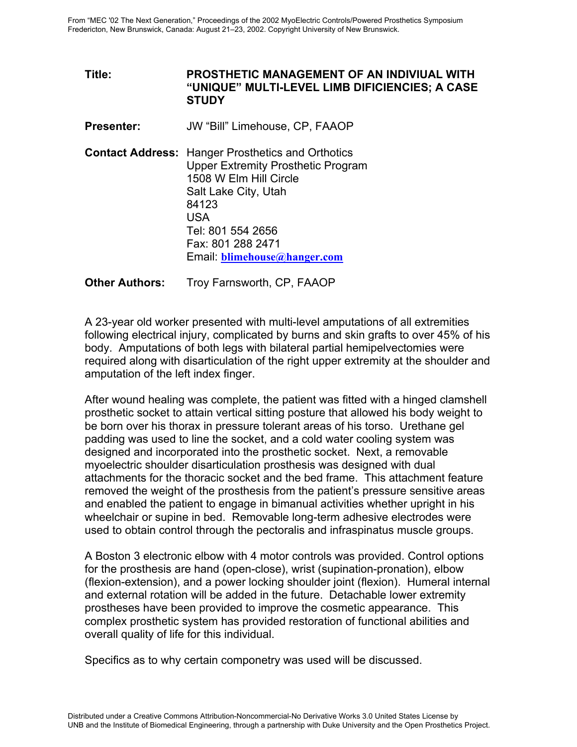**Title:** **PROSTHETIC MANAGEMENT OF AN INDIVIUAL WITH "UNIQUE" MULTI-LEVEL LIMB DIFICIENCIES; A CASE STUDY**

**Presenter:** JW "Bill" Limehouse, CP, FAAOP

**Contact Address:** Hanger Prosthetics and Orthotics
Upper Extremity Prosthetic Program
1508 W Elm Hill Circle
Salt Lake City, Utah
84123
USA
Tel: 801 554 2656
Fax: 801 288 2471
Email: **blimehouse@hanger.com**

**Other Authors:** Troy Farnsworth, CP, FAAOP

A 23-year old worker presented with multi-level amputations of all extremities following electrical injury, complicated by burns and skin grafts to over 45% of his body. Amputations of both legs with bilateral partial hemipelvectomies were required along with disarticulation of the right upper extremity at the shoulder and amputation of the left index finger.

After wound healing was complete, the patient was fitted with a hinged clamshell prosthetic socket to attain vertical sitting posture that allowed his body weight to be born over his thorax in pressure tolerant areas of his torso. Urethane gel padding was used to line the socket, and a cold water cooling system was designed and incorporated into the prosthetic socket. Next, a removable myoelectric shoulder disarticulation prosthesis was designed with dual attachments for the thoracic socket and the bed frame. This attachment feature removed the weight of the prosthesis from the patient's pressure sensitive areas and enabled the patient to engage in bimanual activities whether upright in his wheelchair or supine in bed. Removable long-term adhesive electrodes were used to obtain control through the pectoralis and infraspinatus muscle groups.

A Boston 3 electronic elbow with 4 motor controls was provided. Control options for the prosthesis are hand (open-close), wrist (supination-pronation), elbow (flexion-extension), and a power locking shoulder joint (flexion). Humeral internal and external rotation will be added in the future. Detachable lower extremity prostheses have been provided to improve the cosmetic appearance. This complex prosthetic system has provided restoration of functional abilities and overall quality of life for this individual.

Specifics as to why certain componetry was used will be discussed.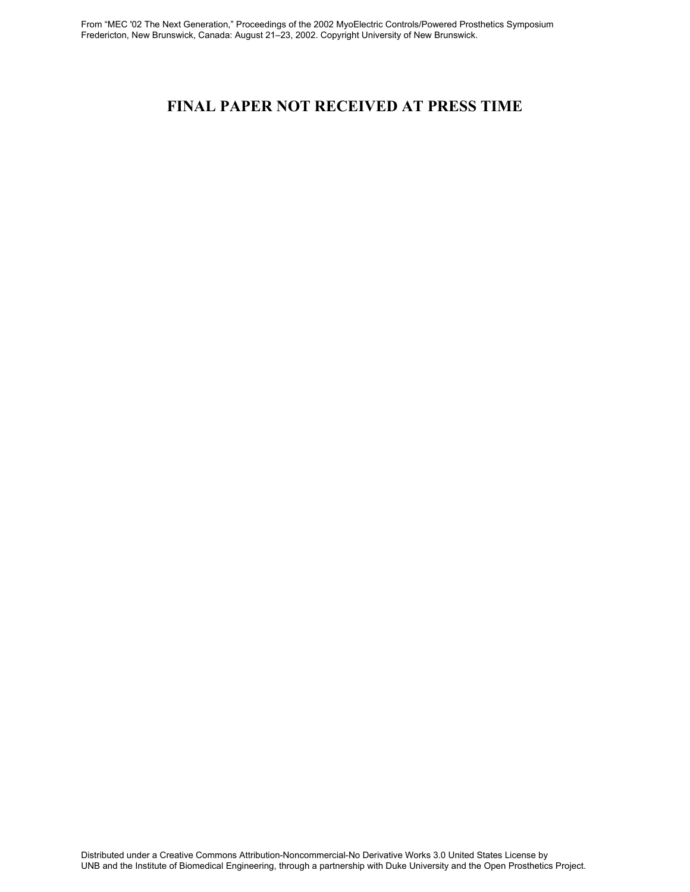# FINAL PAPER NOT RECEIVED AT PRESS TIME